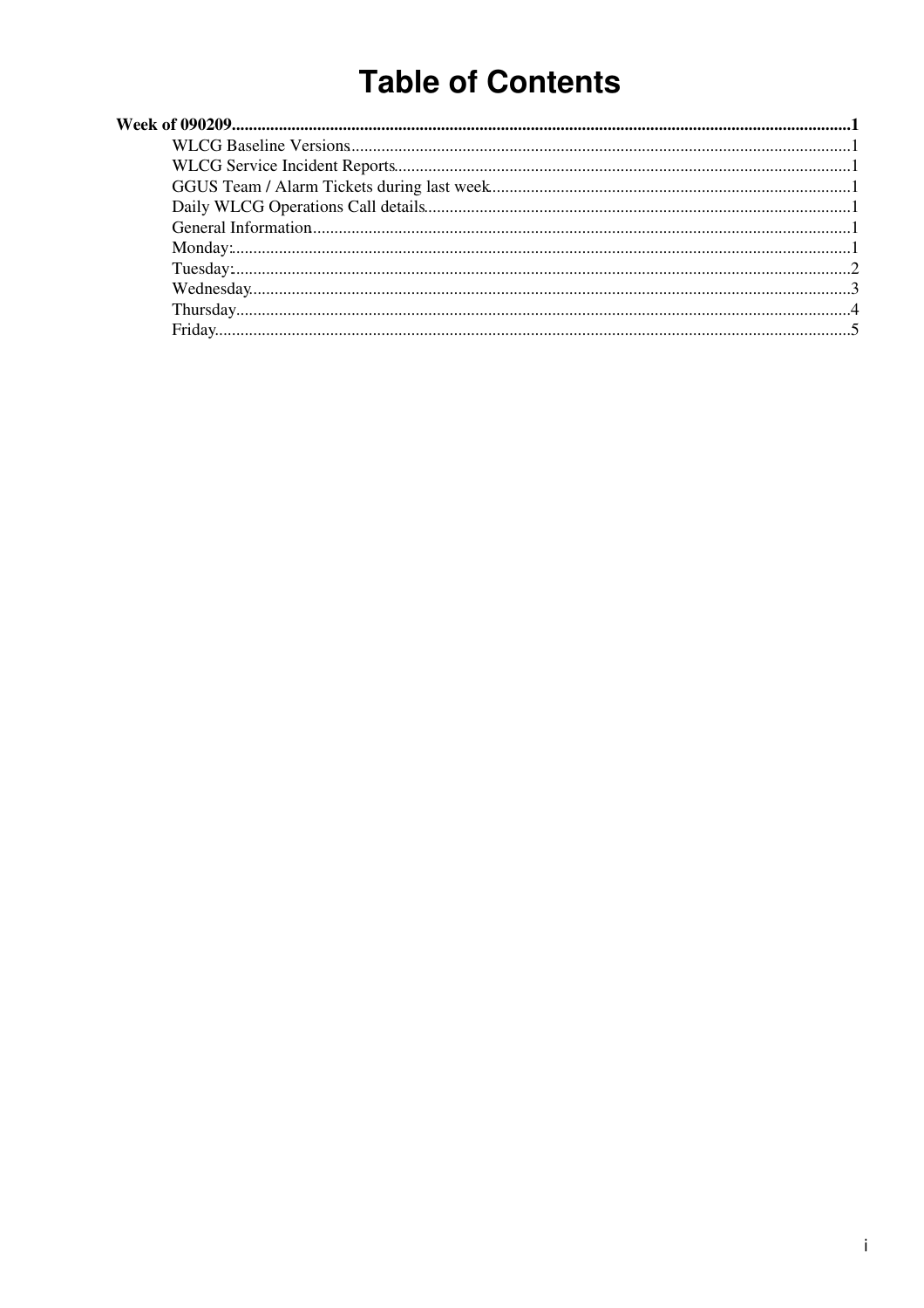# Table of Contents

**Week of 090209**..........1

- WLCG Baseline Versions..........1
- WLCG Service Incident Reports..........1
- GGUS Team / Alarm Tickets during last week..........1
- Daily WLCG Operations Call details..........1
- General Information..........1
- Monday:..........1
- Tuesday:..........2
- Wednesday..........3
- Thursday..........4
- Friday..........5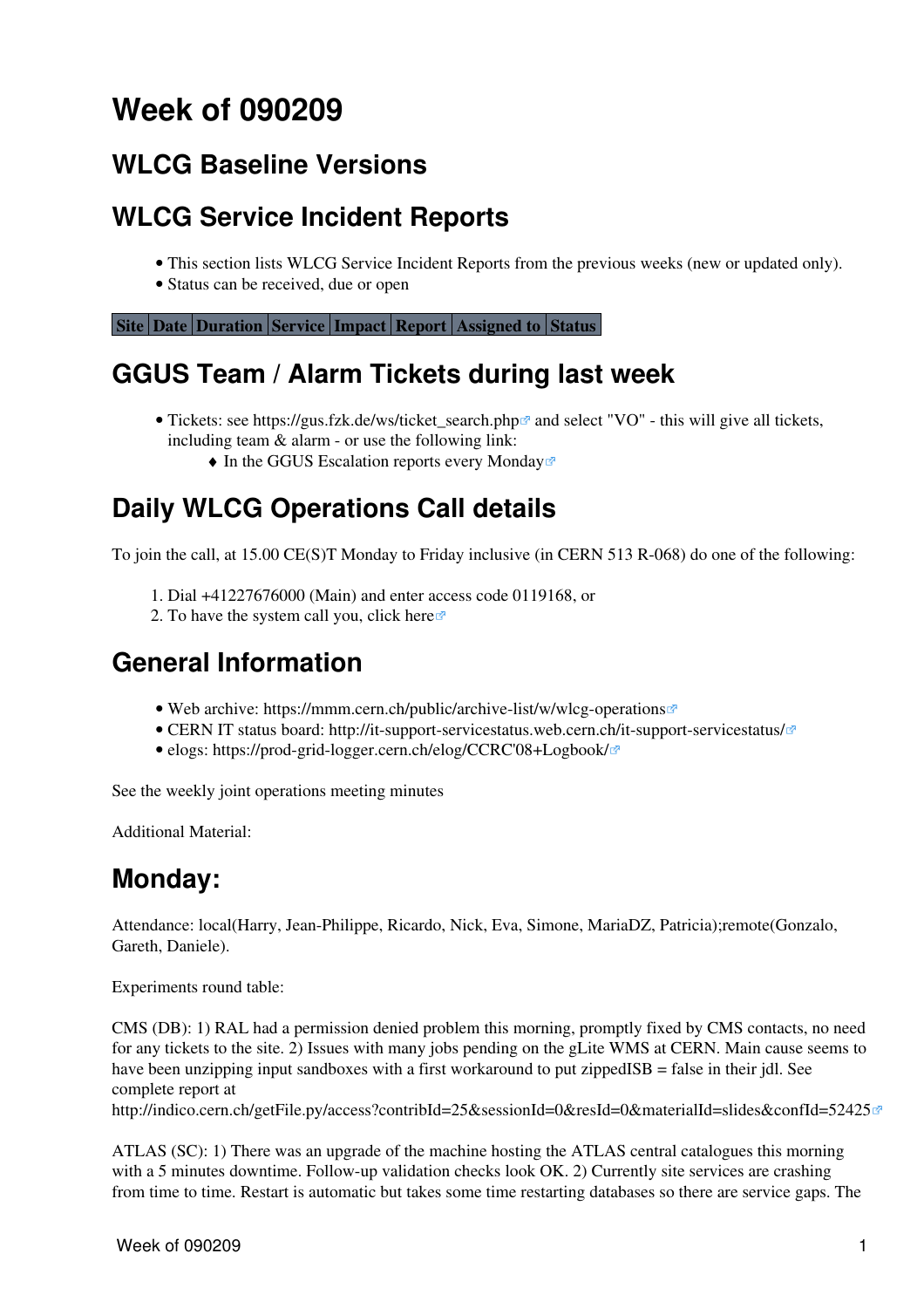# Week of 090209

## WLCG Baseline Versions

## WLCG Service Incident Reports

- This section lists WLCG Service Incident Reports from the previous weeks (new or updated only).
- Status can be received, due or open

| Site | Date | Duration | Service | Impact | Report | Assigned to | Status |
|---|---|---|---|---|---|---|---|

## GGUS Team / Alarm Tickets during last week

- Tickets: see https://gus.fzk.de/ws/ticket_search.php and select "VO" - this will give all tickets, including team & alarm - or use the following link:
    - In the GGUS Escalation reports every Monday

## Daily WLCG Operations Call details

To join the call, at 15.00 CE(S)T Monday to Friday inclusive (in CERN 513 R-068) do one of the following:

1. Dial +41227676000 (Main) and enter access code 0119168, or
2. To have the system call you, click here

## General Information

- Web archive: https://mmm.cern.ch/public/archive-list/w/wlcg-operations
- CERN IT status board: http://it-support-servicestatus.web.cern.ch/it-support-servicestatus/
- elogs: https://prod-grid-logger.cern.ch/elog/CCRC'08+Logbook/

See the weekly joint operations meeting minutes

Additional Material:

# Monday:

Attendance: local(Harry, Jean-Philippe, Ricardo, Nick, Eva, Simone, MariaDZ, Patricia);remote(Gonzalo, Gareth, Daniele).

Experiments round table:

CMS (DB): 1) RAL had a permission denied problem this morning, promptly fixed by CMS contacts, no need for any tickets to the site. 2) Issues with many jobs pending on the gLite WMS at CERN. Main cause seems to have been unzipping input sandboxes with a first workaround to put zippedISB = false in their jdl. See complete report at http://indico.cern.ch/getFile.py/access?contribId=25&sessionId=0&resId=0&materialId=slides&confId=52425

ATLAS (SC): 1) There was an upgrade of the machine hosting the ATLAS central catalogues this morning with a 5 minutes downtime. Follow-up validation checks look OK. 2) Currently site services are crashing from time to time. Restart is automatic but takes some time restarting databases so there are service gaps. The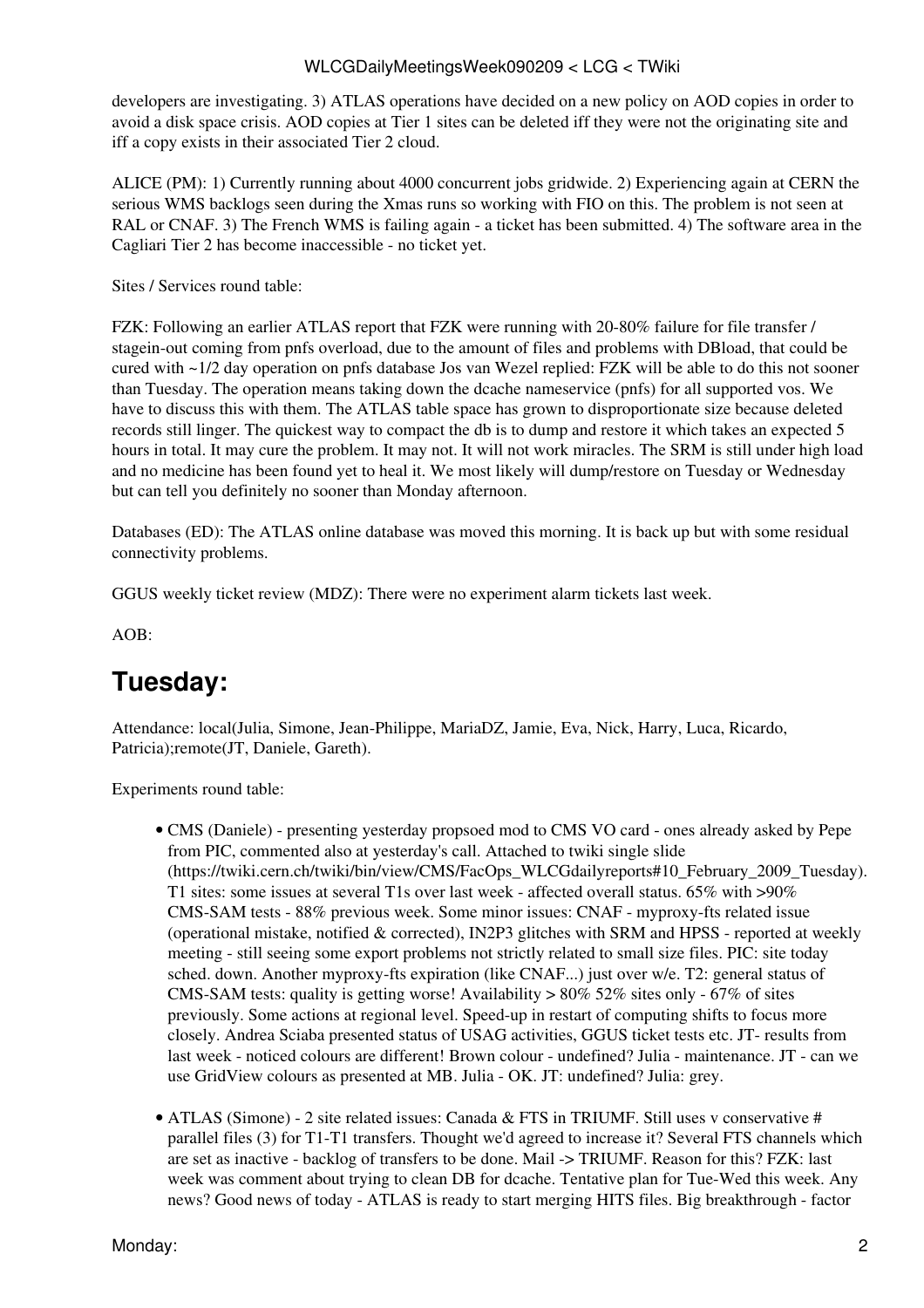developers are investigating. 3) ATLAS operations have decided on a new policy on AOD copies in order to avoid a disk space crisis. AOD copies at Tier 1 sites can be deleted iff they were not the originating site and iff a copy exists in their associated Tier 2 cloud.

ALICE (PM): 1) Currently running about 4000 concurrent jobs gridwide. 2) Experiencing again at CERN the serious WMS backlogs seen during the Xmas runs so working with FIO on this. The problem is not seen at RAL or CNAF. 3) The French WMS is failing again - a ticket has been submitted. 4) The software area in the Cagliari Tier 2 has become inaccessible - no ticket yet.

Sites / Services round table:

FZK: Following an earlier ATLAS report that FZK were running with 20-80% failure for file transfer / stagein-out coming from pnfs overload, due to the amount of files and problems with DBload, that could be cured with ~1/2 day operation on pnfs database Jos van Wezel replied: FZK will be able to do this not sooner than Tuesday. The operation means taking down the dcache nameservice (pnfs) for all supported vos. We have to discuss this with them. The ATLAS table space has grown to disproportionate size because deleted records still linger. The quickest way to compact the db is to dump and restore it which takes an expected 5 hours in total. It may cure the problem. It may not. It will not work miracles. The SRM is still under high load and no medicine has been found yet to heal it. We most likely will dump/restore on Tuesday or Wednesday but can tell you definitely no sooner than Monday afternoon.

Databases (ED): The ATLAS online database was moved this morning. It is back up but with some residual connectivity problems.

GGUS weekly ticket review (MDZ): There were no experiment alarm tickets last week.

AOB:

# Tuesday:

Attendance: local(Julia, Simone, Jean-Philippe, MariaDZ, Jamie, Eva, Nick, Harry, Luca, Ricardo, Patricia);remote(JT, Daniele, Gareth).

Experiments round table:

- CMS (Daniele) - presenting yesterday propsoed mod to CMS VO card - ones already asked by Pepe from PIC, commented also at yesterday's call. Attached to twiki single slide (https://twiki.cern.ch/twiki/bin/view/CMS/FacOps_WLCGdailyreports#10_February_2009_Tuesday). T1 sites: some issues at several T1s over last week - affected overall status. 65% with >90% CMS-SAM tests - 88% previous week. Some minor issues: CNAF - myproxy-fts related issue (operational mistake, notified & corrected), IN2P3 glitches with SRM and HPSS - reported at weekly meeting - still seeing some export problems not strictly related to small size files. PIC: site today sched. down. Another myproxy-fts expiration (like CNAF...) just over w/e. T2: general status of CMS-SAM tests: quality is getting worse! Availability > 80% 52% sites only - 67% of sites previously. Some actions at regional level. Speed-up in restart of computing shifts to focus more closely. Andrea Sciaba presented status of USAG activities, GGUS ticket tests etc. JT- results from last week - noticed colours are different! Brown colour - undefined? Julia - maintenance. JT - can we use GridView colours as presented at MB. Julia - OK. JT: undefined? Julia: grey.

- ATLAS (Simone) - 2 site related issues: Canada & FTS in TRIUMF. Still uses v conservative # parallel files (3) for T1-T1 transfers. Thought we'd agreed to increase it? Several FTS channels which are set as inactive - backlog of transfers to be done. Mail -> TRIUMF. Reason for this? FZK: last week was comment about trying to clean DB for dcache. Tentative plan for Tue-Wed this week. Any news? Good news of today - ATLAS is ready to start merging HITS files. Big breakthrough - factor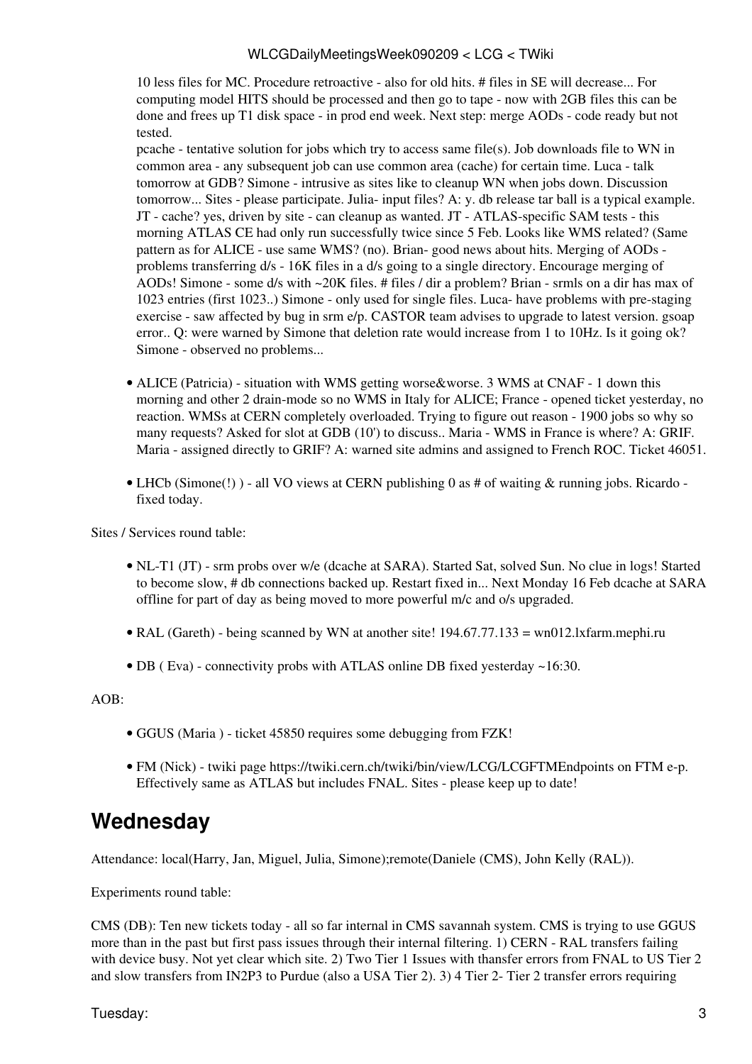10 less files for MC. Procedure retroactive - also for old hits. # files in SE will decrease... For computing model HITS should be processed and then go to tape - now with 2GB files this can be done and frees up T1 disk space - in prod end week. Next step: merge AODs - code ready but not tested.
pcache - tentative solution for jobs which try to access same file(s). Job downloads file to WN in common area - any subsequent job can use common area (cache) for certain time. Luca - talk tomorrow at GDB? Simone - intrusive as sites like to cleanup WN when jobs down. Discussion tomorrow... Sites - please participate. Julia- input files? A: y. db release tar ball is a typical example. JT - cache? yes, driven by site - can cleanup as wanted. JT - ATLAS-specific SAM tests - this morning ATLAS CE had only run successfully twice since 5 Feb. Looks like WMS related? (Same pattern as for ALICE - use same WMS? (no). Brian- good news about hits. Merging of AODs - problems transferring d/s - 16K files in a d/s going to a single directory. Encourage merging of AODs! Simone - some d/s with ~20K files. # files / dir a problem? Brian - srmls on a dir has max of 1023 entries (first 1023..) Simone - only used for single files. Luca- have problems with pre-staging exercise - saw affected by bug in srm e/p. CASTOR team advises to upgrade to latest version. gsoap error.. Q: were warned by Simone that deletion rate would increase from 1 to 10Hz. Is it going ok? Simone - observed no problems...

- ALICE (Patricia) - situation with WMS getting worse&worse. 3 WMS at CNAF - 1 down this morning and other 2 drain-mode so no WMS in Italy for ALICE; France - opened ticket yesterday, no reaction. WMSs at CERN completely overloaded. Trying to figure out reason - 1900 jobs so why so many requests? Asked for slot at GDB (10') to discuss.. Maria - WMS in France is where? A: GRIF. Maria - assigned directly to GRIF? A: warned site admins and assigned to French ROC. Ticket 46051.

- LHCb (Simone(!) ) - all VO views at CERN publishing 0 as # of waiting & running jobs. Ricardo - fixed today.

Sites / Services round table:

- NL-T1 (JT) - srm probs over w/e (dcache at SARA). Started Sat, solved Sun. No clue in logs! Started to become slow, # db connections backed up. Restart fixed in... Next Monday 16 Feb dcache at SARA offline for part of day as being moved to more powerful m/c and o/s upgraded.

- RAL (Gareth) - being scanned by WN at another site! 194.67.77.133 = wn012.lxfarm.mephi.ru

- DB ( Eva) - connectivity probs with ATLAS online DB fixed yesterday ~16:30.

AOB:

- GGUS (Maria ) - ticket 45850 requires some debugging from FZK!

- FM (Nick) - twiki page https://twiki.cern.ch/twiki/bin/view/LCG/LCGFTMEndpoints on FTM e-p. Effectively same as ATLAS but includes FNAL. Sites - please keep up to date!

## Wednesday

Attendance: local(Harry, Jan, Miguel, Julia, Simone);remote(Daniele (CMS), John Kelly (RAL)).

Experiments round table:

CMS (DB): Ten new tickets today - all so far internal in CMS savannah system. CMS is trying to use GGUS more than in the past but first pass issues through their internal filtering. 1) CERN - RAL transfers failing with device busy. Not yet clear which site. 2) Two Tier 1 Issues with thansfer errors from FNAL to US Tier 2 and slow transfers from IN2P3 to Purdue (also a USA Tier 2). 3) 4 Tier 2- Tier 2 transfer errors requiring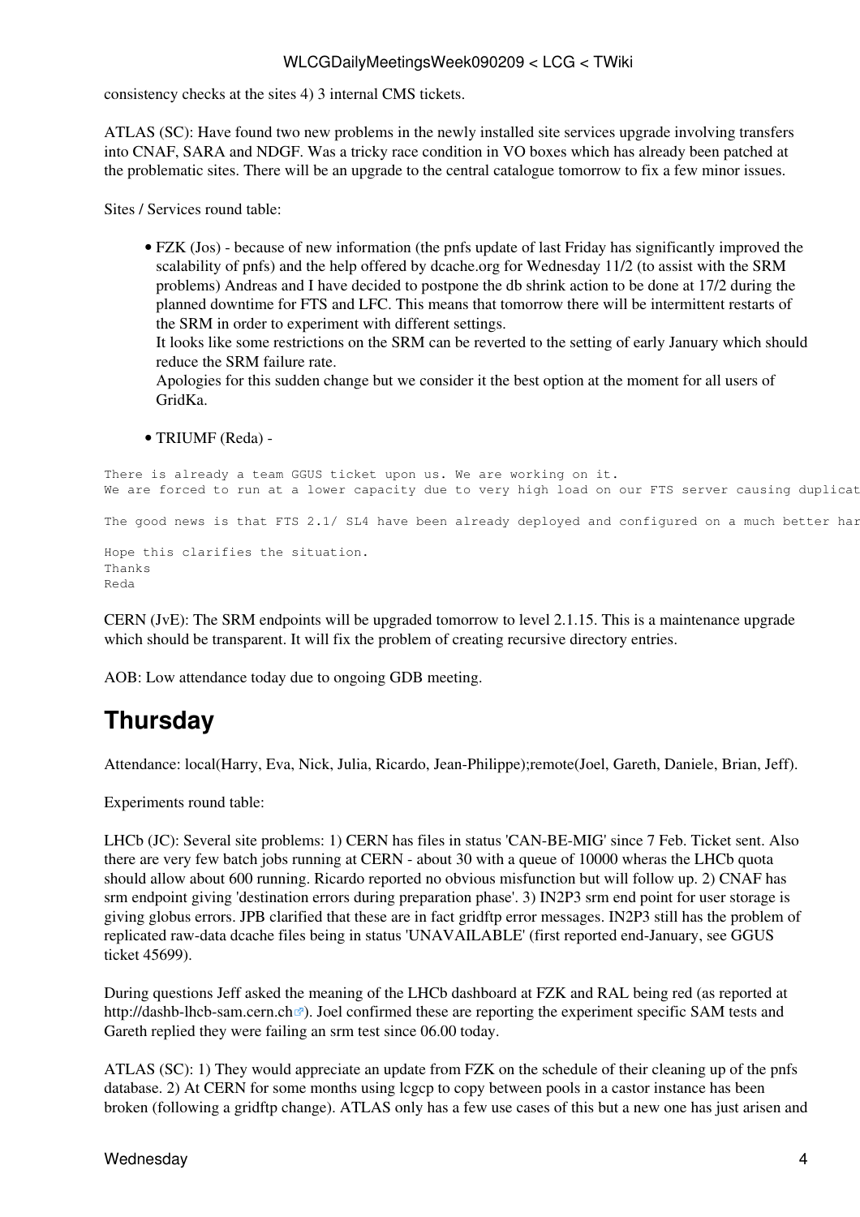consistency checks at the sites 4) 3 internal CMS tickets.

ATLAS (SC): Have found two new problems in the newly installed site services upgrade involving transfers into CNAF, SARA and NDGF. Was a tricky race condition in VO boxes which has already been patched at the problematic sites. There will be an upgrade to the central catalogue tomorrow to fix a few minor issues.

Sites / Services round table:

- FZK (Jos) - because of new information (the pnfs update of last Friday has significantly improved the scalability of pnfs) and the help offered by dcache.org for Wednesday 11/2 (to assist with the SRM problems) Andreas and I have decided to postpone the db shrink action to be done at 17/2 during the planned downtime for FTS and LFC. This means that tomorrow there will be intermittent restarts of the SRM in order to experiment with different settings.
  It looks like some restrictions on the SRM can be reverted to the setting of early January which should reduce the SRM failure rate.
  Apologies for this sudden change but we consider it the best option at the moment for all users of GridKa.

- TRIUMF (Reda) -

```
There is already a team GGUS ticket upon us. We are working on it.
We are forced to run at a lower capacity due to very high load on our FTS server causing duplicat

The good news is that FTS 2.1/ SL4 have been already deployed and configured on a much better har

Hope this clarifies the situation.
Thanks
Reda
```

CERN (JvE): The SRM endpoints will be upgraded tomorrow to level 2.1.15. This is a maintenance upgrade which should be transparent. It will fix the problem of creating recursive directory entries.

AOB: Low attendance today due to ongoing GDB meeting.

## Thursday

Attendance: local(Harry, Eva, Nick, Julia, Ricardo, Jean-Philippe);remote(Joel, Gareth, Daniele, Brian, Jeff).

Experiments round table:

LHCb (JC): Several site problems: 1) CERN has files in status 'CAN-BE-MIG' since 7 Feb. Ticket sent. Also there are very few batch jobs running at CERN - about 30 with a queue of 10000 wheras the LHCb quota should allow about 600 running. Ricardo reported no obvious misfunction but will follow up. 2) CNAF has srm endpoint giving 'destination errors during preparation phase'. 3) IN2P3 srm end point for user storage is giving globus errors. JPB clarified that these are in fact gridftp error messages. IN2P3 still has the problem of replicated raw-data dcache files being in status 'UNAVAILABLE' (first reported end-January, see GGUS ticket 45699).

During questions Jeff asked the meaning of the LHCb dashboard at FZK and RAL being red (as reported at http://dashb-lhcb-sam.cern.ch). Joel confirmed these are reporting the experiment specific SAM tests and Gareth replied they were failing an srm test since 06.00 today.

ATLAS (SC): 1) They would appreciate an update from FZK on the schedule of their cleaning up of the pnfs database. 2) At CERN for some months using lcgcp to copy between pools in a castor instance has been broken (following a gridftp change). ATLAS only has a few use cases of this but a new one has just arisen and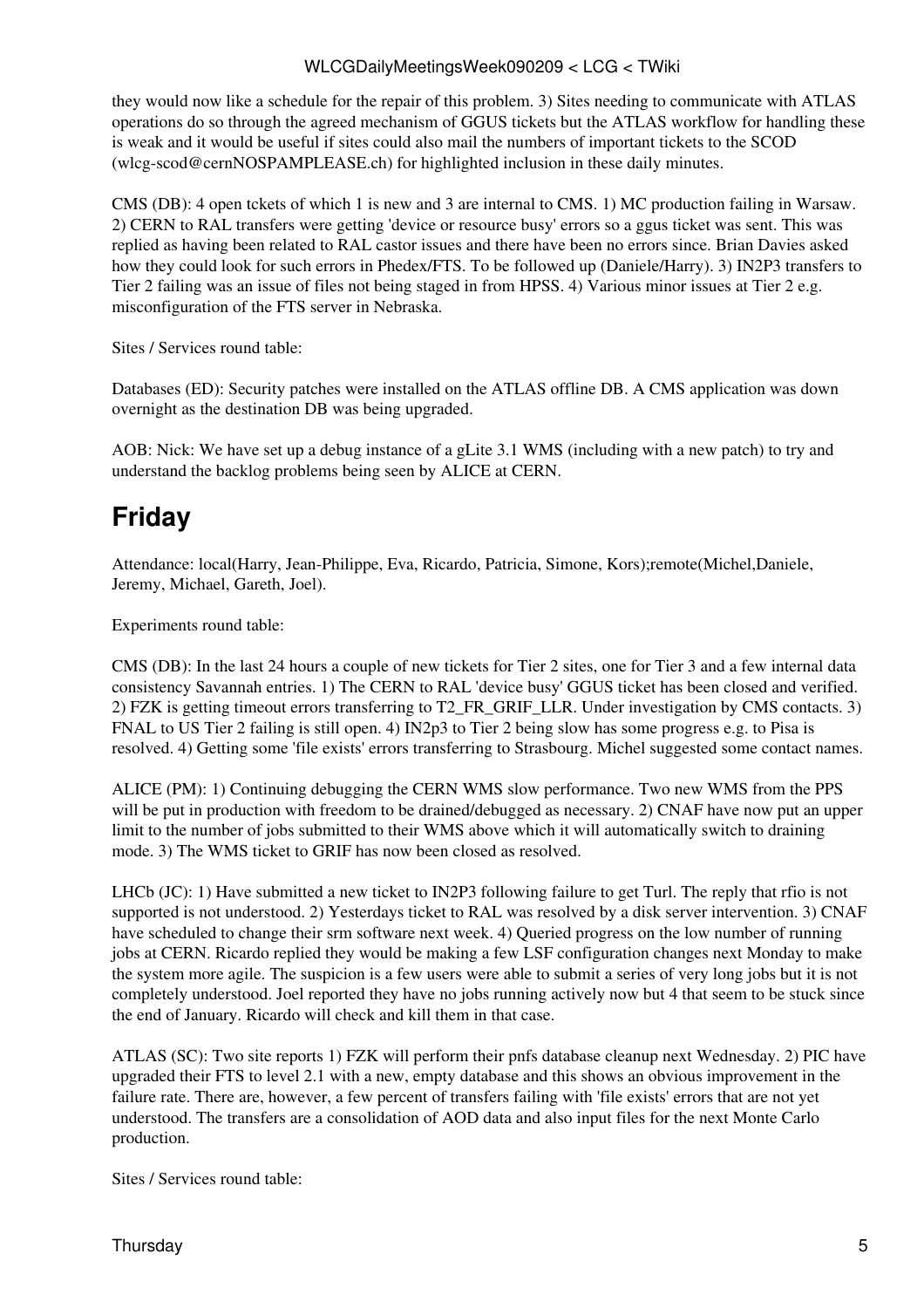they would now like a schedule for the repair of this problem. 3) Sites needing to communicate with ATLAS operations do so through the agreed mechanism of GGUS tickets but the ATLAS workflow for handling these is weak and it would be useful if sites could also mail the numbers of important tickets to the SCOD (wlcg-scod@cernNOSPAMPLEASE.ch) for highlighted inclusion in these daily minutes.

CMS (DB): 4 open tckets of which 1 is new and 3 are internal to CMS. 1) MC production failing in Warsaw. 2) CERN to RAL transfers were getting 'device or resource busy' errors so a ggus ticket was sent. This was replied as having been related to RAL castor issues and there have been no errors since. Brian Davies asked how they could look for such errors in Phedex/FTS. To be followed up (Daniele/Harry). 3) IN2P3 transfers to Tier 2 failing was an issue of files not being staged in from HPSS. 4) Various minor issues at Tier 2 e.g. misconfiguration of the FTS server in Nebraska.

Sites / Services round table:

Databases (ED): Security patches were installed on the ATLAS offline DB. A CMS application was down overnight as the destination DB was being upgraded.

AOB: Nick: We have set up a debug instance of a gLite 3.1 WMS (including with a new patch) to try and understand the backlog problems being seen by ALICE at CERN.

## Friday

Attendance: local(Harry, Jean-Philippe, Eva, Ricardo, Patricia, Simone, Kors);remote(Michel,Daniele, Jeremy, Michael, Gareth, Joel).

Experiments round table:

CMS (DB): In the last 24 hours a couple of new tickets for Tier 2 sites, one for Tier 3 and a few internal data consistency Savannah entries. 1) The CERN to RAL 'device busy' GGUS ticket has been closed and verified. 2) FZK is getting timeout errors transferring to T2_FR_GRIF_LLR. Under investigation by CMS contacts. 3) FNAL to US Tier 2 failing is still open. 4) IN2p3 to Tier 2 being slow has some progress e.g. to Pisa is resolved. 4) Getting some 'file exists' errors transferring to Strasbourg. Michel suggested some contact names.

ALICE (PM): 1) Continuing debugging the CERN WMS slow performance. Two new WMS from the PPS will be put in production with freedom to be drained/debugged as necessary. 2) CNAF have now put an upper limit to the number of jobs submitted to their WMS above which it will automatically switch to draining mode. 3) The WMS ticket to GRIF has now been closed as resolved.

LHCb (JC): 1) Have submitted a new ticket to IN2P3 following failure to get Turl. The reply that rfio is not supported is not understood. 2) Yesterdays ticket to RAL was resolved by a disk server intervention. 3) CNAF have scheduled to change their srm software next week. 4) Queried progress on the low number of running jobs at CERN. Ricardo replied they would be making a few LSF configuration changes next Monday to make the system more agile. The suspicion is a few users were able to submit a series of very long jobs but it is not completely understood. Joel reported they have no jobs running actively now but 4 that seem to be stuck since the end of January. Ricardo will check and kill them in that case.

ATLAS (SC): Two site reports 1) FZK will perform their pnfs database cleanup next Wednesday. 2) PIC have upgraded their FTS to level 2.1 with a new, empty database and this shows an obvious improvement in the failure rate. There are, however, a few percent of transfers failing with 'file exists' errors that are not yet understood. The transfers are a consolidation of AOD data and also input files for the next Monte Carlo production.

Sites / Services round table: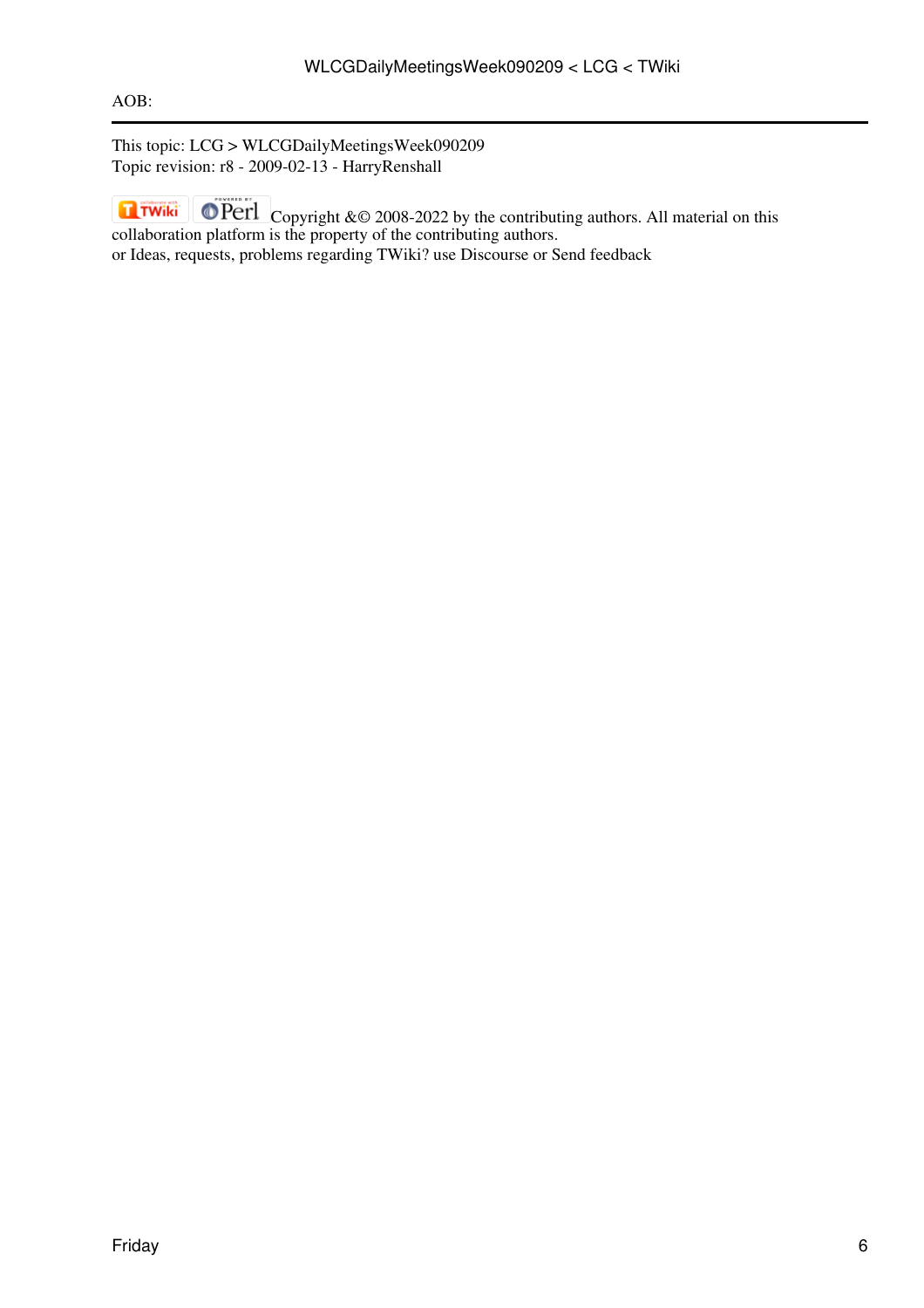AOB:

---

This topic: LCG > WLCGDailyMeetingsWeek090209
Topic revision: r8 - 2009-02-13 - HarryRenshall

Copyright &© 2008-2022 by the contributing authors. All material on this collaboration platform is the property of the contributing authors.
or Ideas, requests, problems regarding TWiki? use Discourse or Send feedback